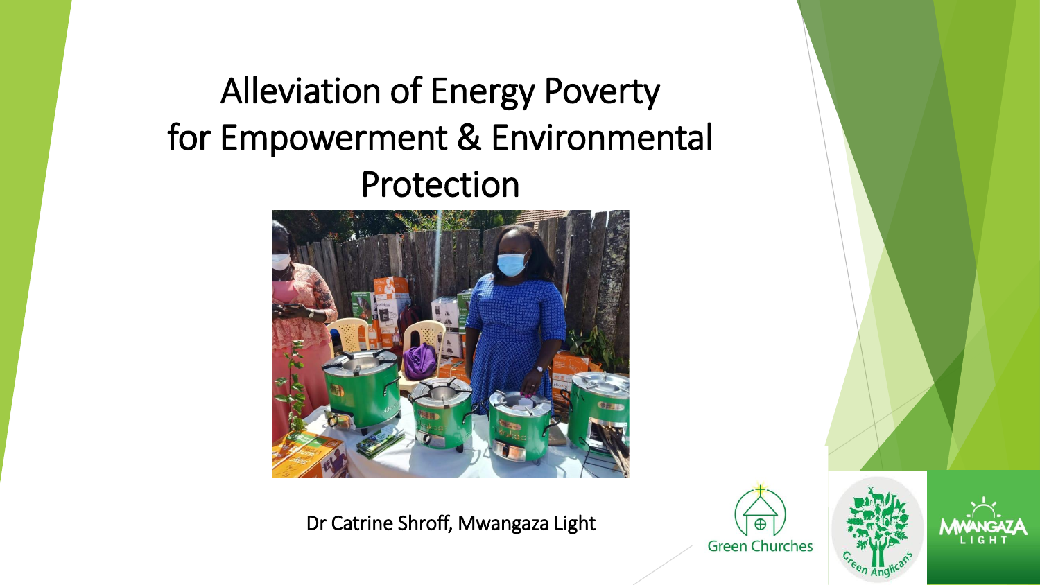# Alleviation of Energy Poverty for Empowerment & Environmental Protection

Dr Catrine Shroff, Mwangaza Light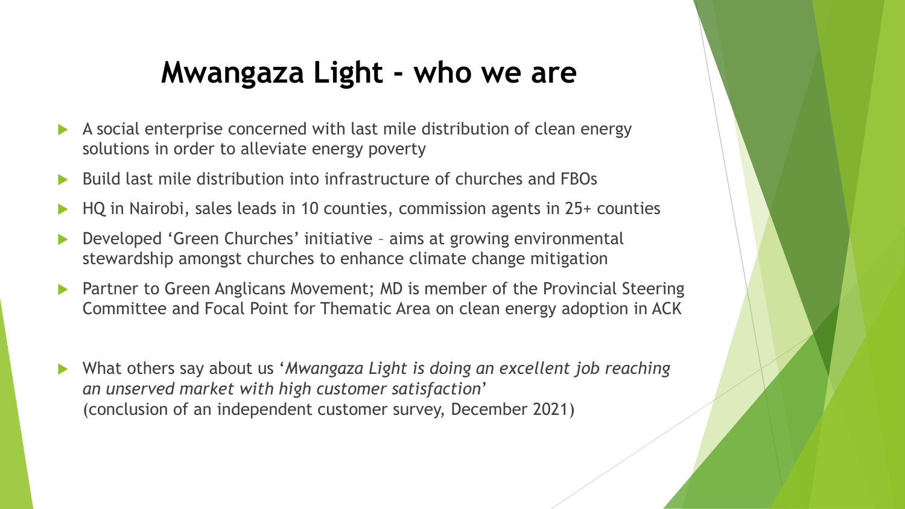# Mwangaza Light - who we are

- A social enterprise concerned with last mile distribution of clean energy solutions in order to alleviate energy poverty
- Build last mile distribution into infrastructure of churches and FBOs
- HQ in Nairobi, sales leads in 10 counties, commission agents in 25+ counties
- Developed 'Green Churches' initiative – aims at growing environmental stewardship amongst churches to enhance climate change mitigation
- Partner to Green Anglicans Movement; MD is member of the Provincial Steering Committee and Focal Point for Thematic Area on clean energy adoption in ACK
- What others say about us '*Mwangaza Light is doing an excellent job reaching an unserved market with high customer satisfaction*' (conclusion of an independent customer survey, December 2021)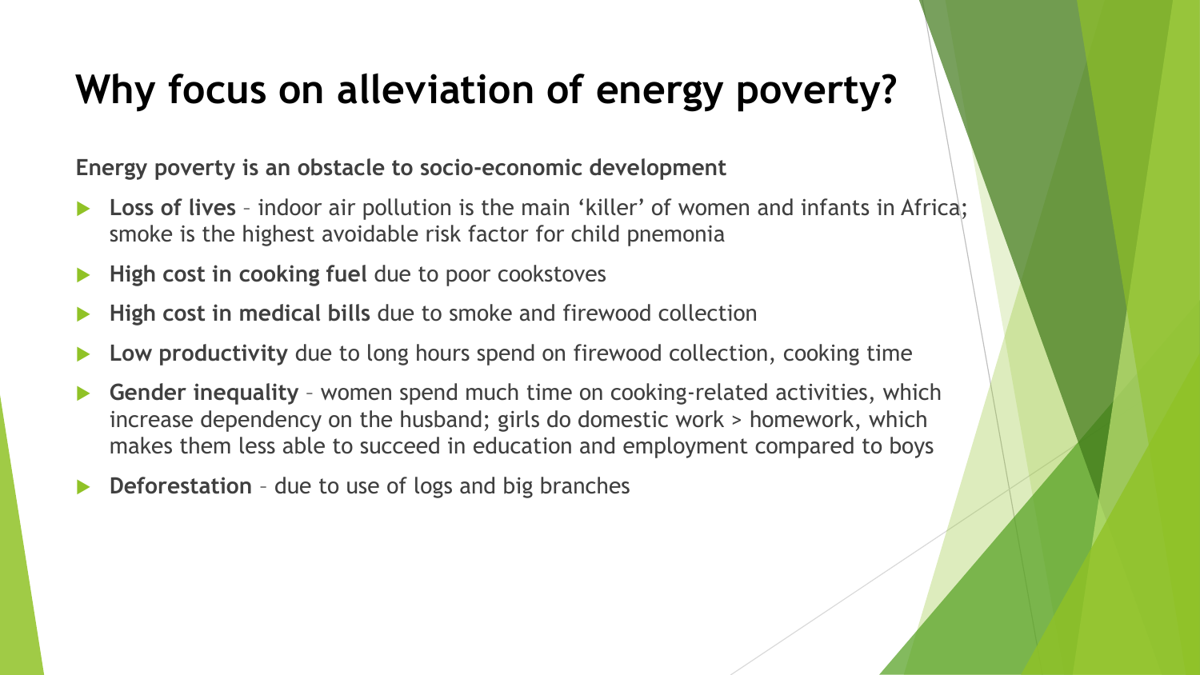# Why focus on alleviation of energy poverty?

**Energy poverty is an obstacle to socio-economic development**

- **Loss of lives** – indoor air pollution is the main 'killer' of women and infants in Africa; smoke is the highest avoidable risk factor for child pnemonia
- **High cost in cooking fuel** due to poor cookstoves
- **High cost in medical bills** due to smoke and firewood collection
- **Low productivity** due to long hours spend on firewood collection, cooking time
- **Gender inequality** – women spend much time on cooking-related activities, which increase dependency on the husband; girls do domestic work > homework, which makes them less able to succeed in education and employment compared to boys
- **Deforestation** – due to use of logs and big branches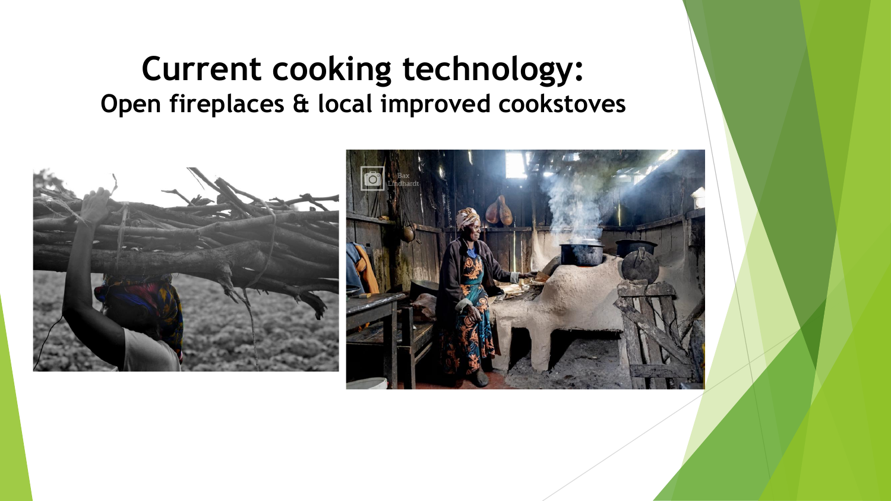# Current cooking technology:

## Open fireplaces & local improved cookstoves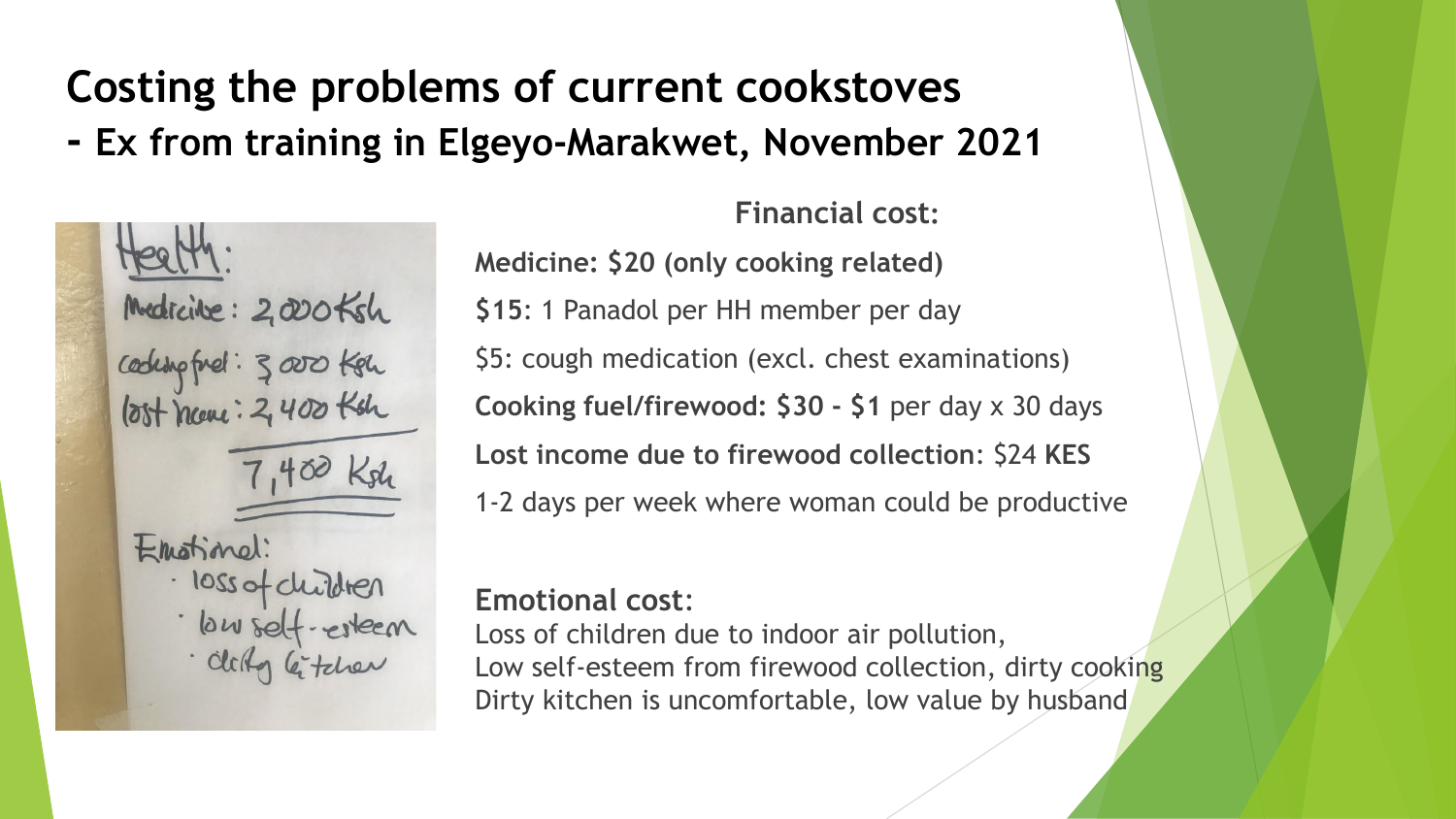# Costing the problems of current cookstoves

## - Ex from training in Elgeyo-Marakwet, November 2021

Health:
Medicine: 2,000 Ksh
cooking fuel: 3,000 Ksh
lost income: 2,400 Ksh
7,400 Ksh

Emotional:
- loss of children
- low self-esteem
- dirty kitchen

**Financial cost:**

**Medicine: $20 (only cooking related)**

**$15**: 1 Panadol per HH member per day

$5: cough medication (excl. chest examinations)

**Cooking fuel/firewood: $30 - $1** per day x 30 days

**Lost income due to firewood collection**: $24 **KES**

1-2 days per week where woman could be productive

**Emotional cost**:
Loss of children due to indoor air pollution,
Low self-esteem from firewood collection, dirty cooking
Dirty kitchen is uncomfortable, low value by husband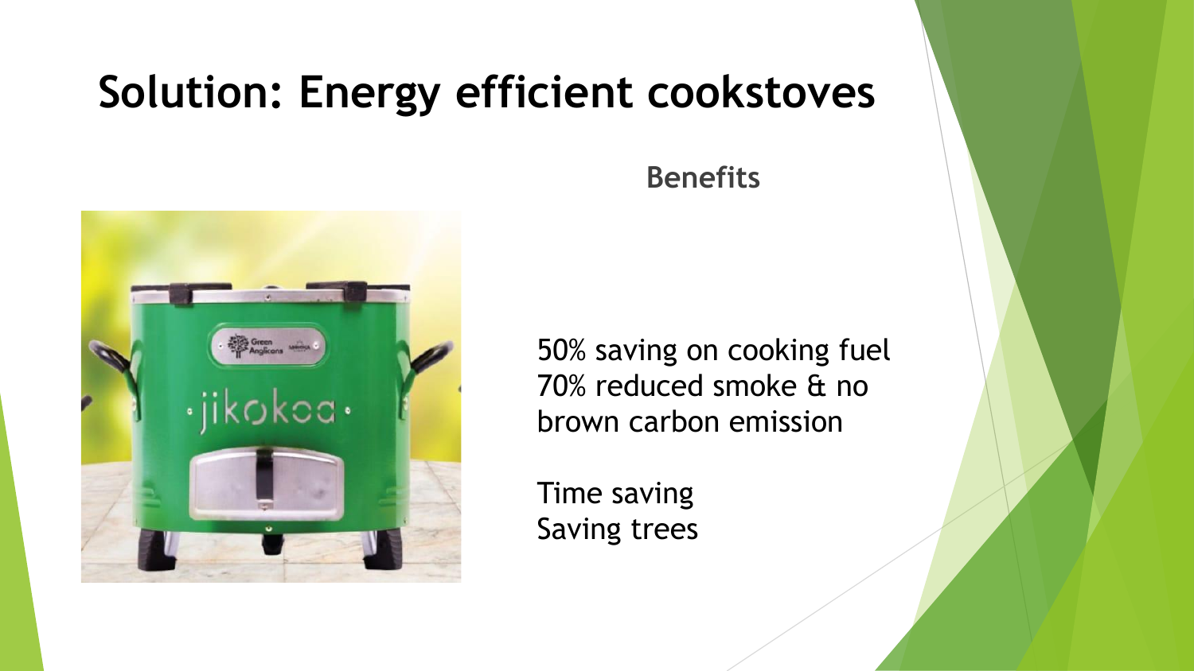# Solution: Energy efficient cookstoves

**Benefits**

50% saving on cooking fuel
70% reduced smoke & no brown carbon emission

Time saving
Saving trees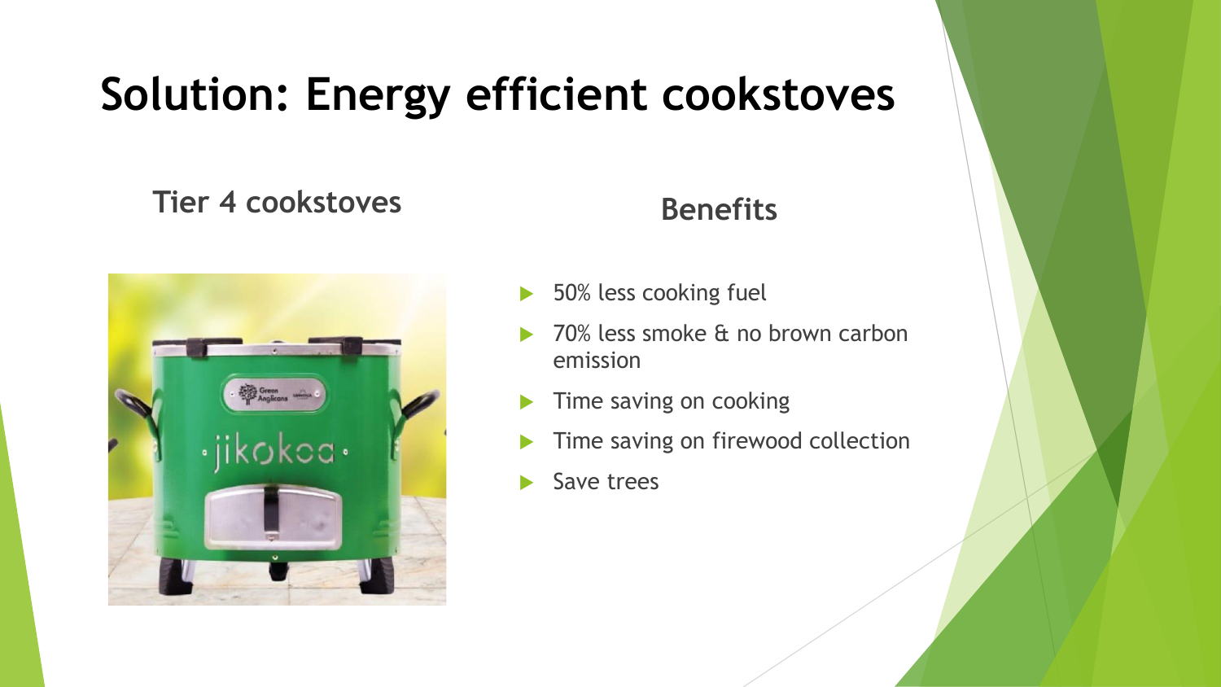# Solution: Energy efficient cookstoves

## Tier 4 cookstoves

## Benefits

- 50% less cooking fuel
- 70% less smoke & no brown carbon emission
- Time saving on cooking
- Time saving on firewood collection
- Save trees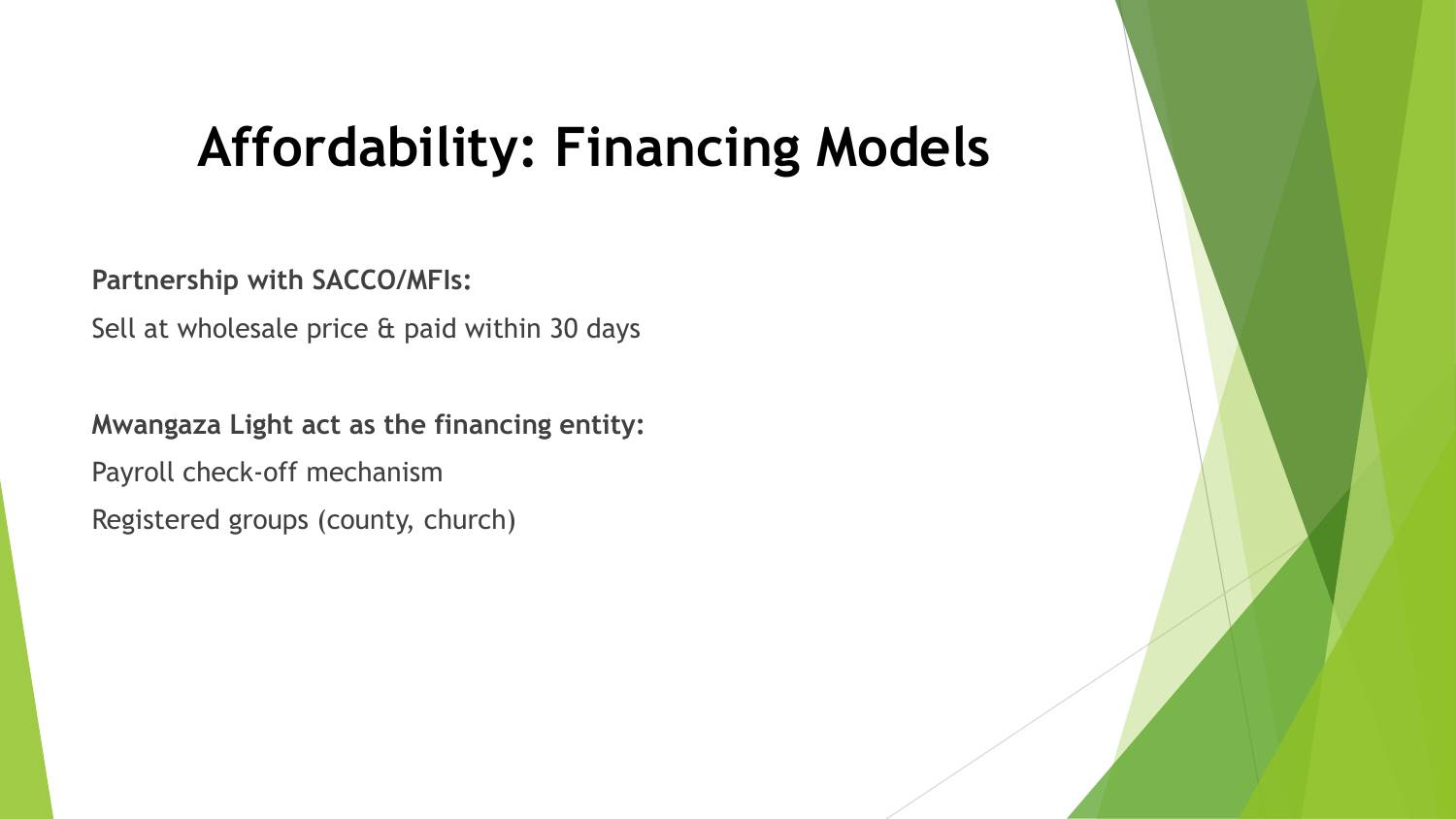# Affordability: Financing Models

**Partnership with SACCO/MFIs:**

Sell at wholesale price & paid within 30 days

**Mwangaza Light act as the financing entity:**

Payroll check-off mechanism

Registered groups (county, church)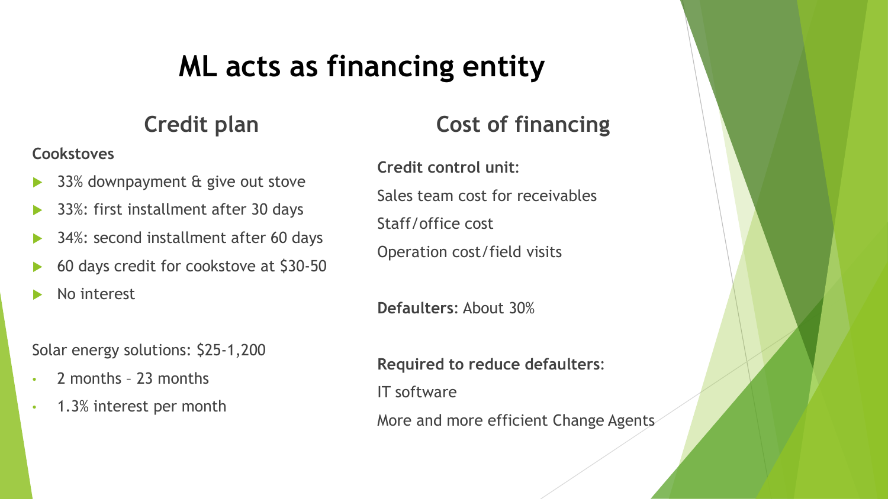# ML acts as financing entity

## Credit plan

**Cookstoves**

- 33% downpayment & give out stove
- 33%: first installment after 30 days
- 34%: second installment after 60 days
- 60 days credit for cookstove at $30-50
- No interest

Solar energy solutions: $25-1,200

- 2 months – 23 months
- 1.3% interest per month

## Cost of financing

**Credit control unit**:

Sales team cost for receivables

Staff/office cost

Operation cost/field visits

**Defaulters**: About 30%

**Required to reduce defaulters**:

IT software

More and more efficient Change Agents